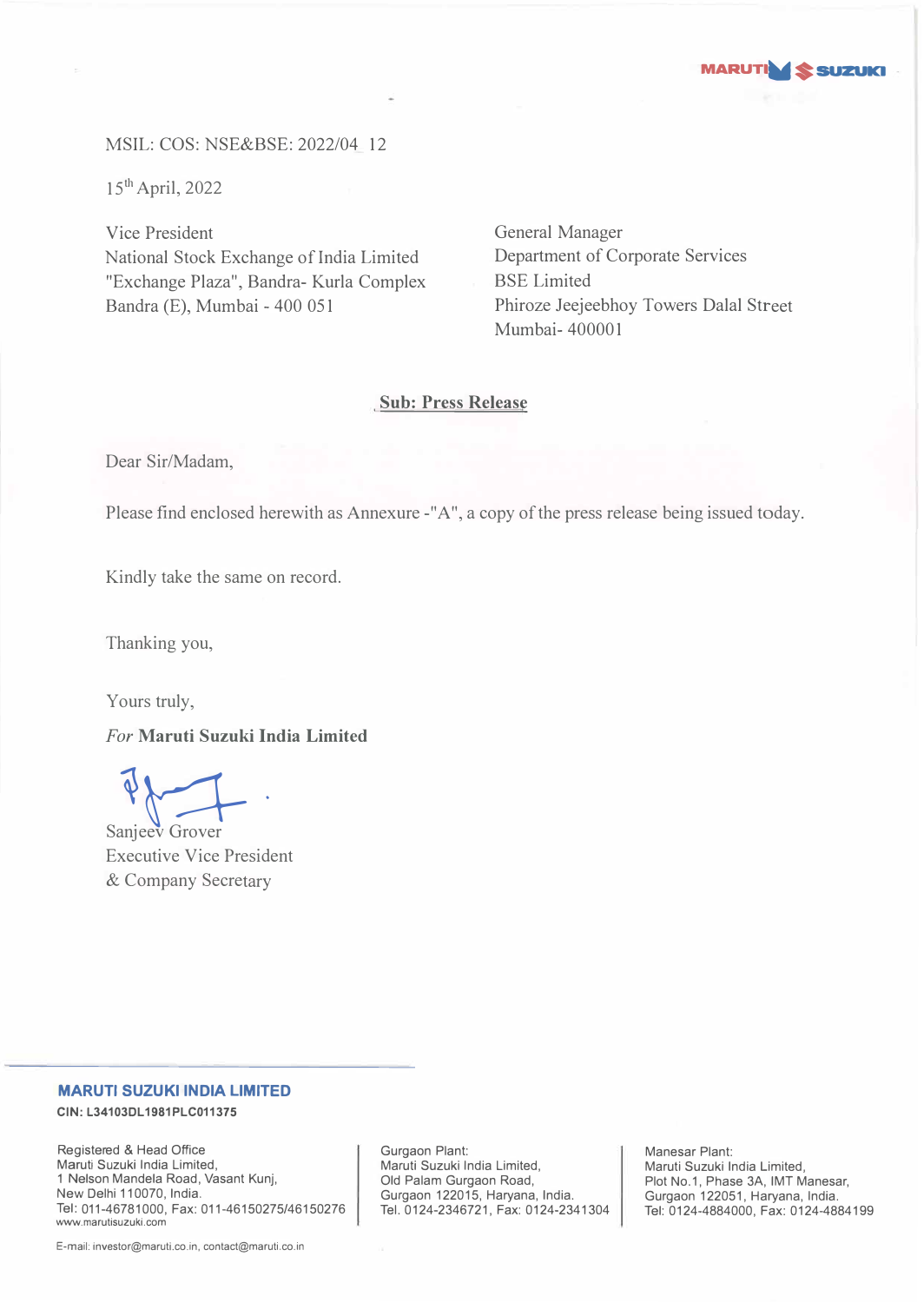MSIL: COS: NSE&BSE: 2022/04_12

15th April, 2022

Vice President
National Stock Exchange of India Limited
"Exchange Plaza", Bandra- Kurla Complex
Bandra (E), Mumbai - 400 051

General Manager
Department of Corporate Services
BSE Limited
Phiroze Jeejeebhoy Towers Dalal Street
Mumbai- 400001

**Sub: Press Release**

Dear Sir/Madam,

Please find enclosed herewith as Annexure -"A", a copy of the press release being issued today.

Kindly take the same on record.

Thanking you,

Yours truly,

*For* **Maruti Suzuki India Limited**

Sanjeev Grover
Executive Vice President
& Company Secretary

**MARUTI SUZUKI INDIA LIMITED**
**CIN: L34103DL1981PLC011375**

Registered & Head Office
Maruti Suzuki India Limited,
1 Nelson Mandela Road, Vasant Kunj,
New Delhi 110070, India.
Tel: 011-46781000, Fax: 011-46150275/46150276
www.marutisuzuki.com

Gurgaon Plant:
Maruti Suzuki India Limited,
Old Palam Gurgaon Road,
Gurgaon 122015, Haryana, India.
Tel. 0124-2346721, Fax: 0124-2341304

Manesar Plant:
Maruti Suzuki India Limited,
Plot No.1, Phase 3A, IMT Manesar,
Gurgaon 122051, Haryana, India.
Tel: 0124-4884000, Fax: 0124-4884199

E-mail: investor@maruti.co.in, contact@maruti.co.in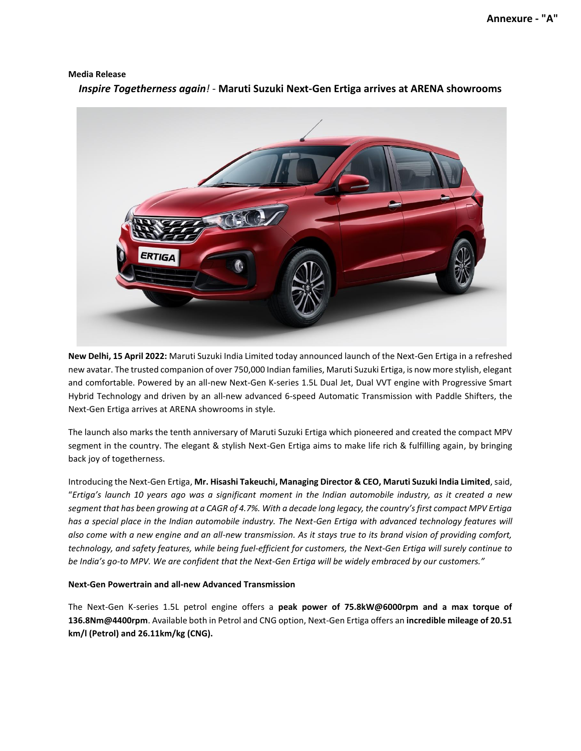Annexure - "A"

**Media Release**

***Inspire Togetherness again!*** - **Maruti Suzuki Next-Gen Ertiga arrives at ARENA showrooms**

**New Delhi, 15 April 2022:** Maruti Suzuki India Limited today announced launch of the Next-Gen Ertiga in a refreshed new avatar. The trusted companion of over 750,000 Indian families, Maruti Suzuki Ertiga, is now more stylish, elegant and comfortable. Powered by an all-new Next-Gen K-series 1.5L Dual Jet, Dual VVT engine with Progressive Smart Hybrid Technology and driven by an all-new advanced 6-speed Automatic Transmission with Paddle Shifters, the Next-Gen Ertiga arrives at ARENA showrooms in style.

The launch also marks the tenth anniversary of Maruti Suzuki Ertiga which pioneered and created the compact MPV segment in the country. The elegant & stylish Next-Gen Ertiga aims to make life rich & fulfilling again, by bringing back joy of togetherness.

Introducing the Next-Gen Ertiga, **Mr. Hisashi Takeuchi, Managing Director & CEO, Maruti Suzuki India Limited**, said, "*Ertiga's launch 10 years ago was a significant moment in the Indian automobile industry, as it created a new segment that has been growing at a CAGR of 4.7%. With a decade long legacy, the country's first compact MPV Ertiga has a special place in the Indian automobile industry. The Next-Gen Ertiga with advanced technology features will also come with a new engine and an all-new transmission. As it stays true to its brand vision of providing comfort, technology, and safety features, while being fuel-efficient for customers, the Next-Gen Ertiga will surely continue to be India's go-to MPV. We are confident that the Next-Gen Ertiga will be widely embraced by our customers.*"

**Next-Gen Powertrain and all-new Advanced Transmission**

The Next-Gen K-series 1.5L petrol engine offers a **peak power of 75.8kW@6000rpm and a max torque of 136.8Nm@4400rpm**. Available both in Petrol and CNG option, Next-Gen Ertiga offers an **incredible mileage of 20.51 km/l (Petrol) and 26.11km/kg (CNG).**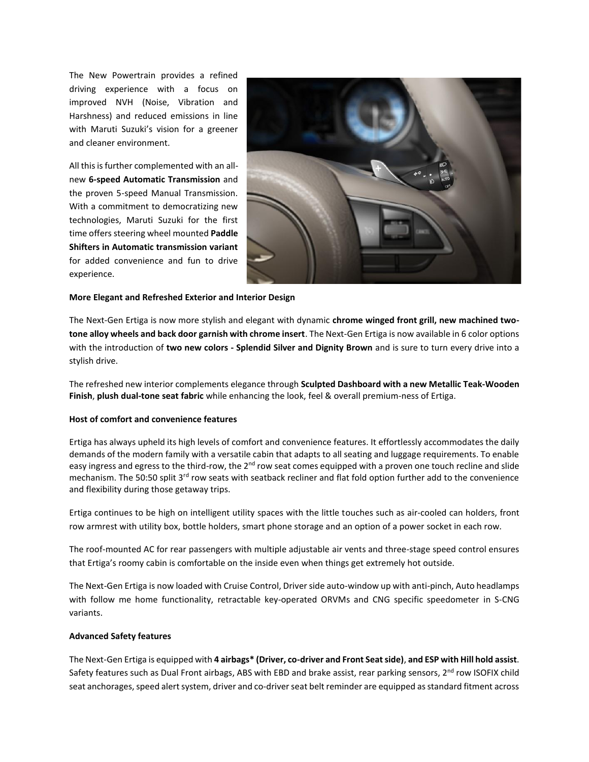The New Powertrain provides a refined driving experience with a focus on improved NVH (Noise, Vibration and Harshness) and reduced emissions in line with Maruti Suzuki's vision for a greener and cleaner environment.

All this is further complemented with an all-new **6-speed Automatic Transmission** and the proven 5-speed Manual Transmission. With a commitment to democratizing new technologies, Maruti Suzuki for the first time offers steering wheel mounted **Paddle Shifters in Automatic transmission variant** for added convenience and fun to drive experience.

**More Elegant and Refreshed Exterior and Interior Design**

The Next-Gen Ertiga is now more stylish and elegant with dynamic **chrome winged front grill, new machined two-tone alloy wheels and back door garnish with chrome insert**. The Next-Gen Ertiga is now available in 6 color options with the introduction of **two new colors - Splendid Silver and Dignity Brown** and is sure to turn every drive into a stylish drive.

The refreshed new interior complements elegance through **Sculpted Dashboard with a new Metallic Teak-Wooden Finish**, **plush dual-tone seat fabric** while enhancing the look, feel & overall premium-ness of Ertiga.

**Host of comfort and convenience features**

Ertiga has always upheld its high levels of comfort and convenience features. It effortlessly accommodates the daily demands of the modern family with a versatile cabin that adapts to all seating and luggage requirements. To enable easy ingress and egress to the third-row, the 2nd row seat comes equipped with a proven one touch recline and slide mechanism. The 50:50 split 3rd row seats with seatback recliner and flat fold option further add to the convenience and flexibility during those getaway trips.

Ertiga continues to be high on intelligent utility spaces with the little touches such as air-cooled can holders, front row armrest with utility box, bottle holders, smart phone storage and an option of a power socket in each row.

The roof-mounted AC for rear passengers with multiple adjustable air vents and three-stage speed control ensures that Ertiga's roomy cabin is comfortable on the inside even when things get extremely hot outside.

The Next-Gen Ertiga is now loaded with Cruise Control, Driver side auto-window up with anti-pinch, Auto headlamps with follow me home functionality, retractable key-operated ORVMs and CNG specific speedometer in S-CNG variants.

**Advanced Safety features**

The Next-Gen Ertiga is equipped with **4 airbags* (Driver, co-driver and Front Seat side)**, **and ESP with Hill hold assist**. Safety features such as Dual Front airbags, ABS with EBD and brake assist, rear parking sensors, 2nd row ISOFIX child seat anchorages, speed alert system, driver and co-driver seat belt reminder are equipped as standard fitment across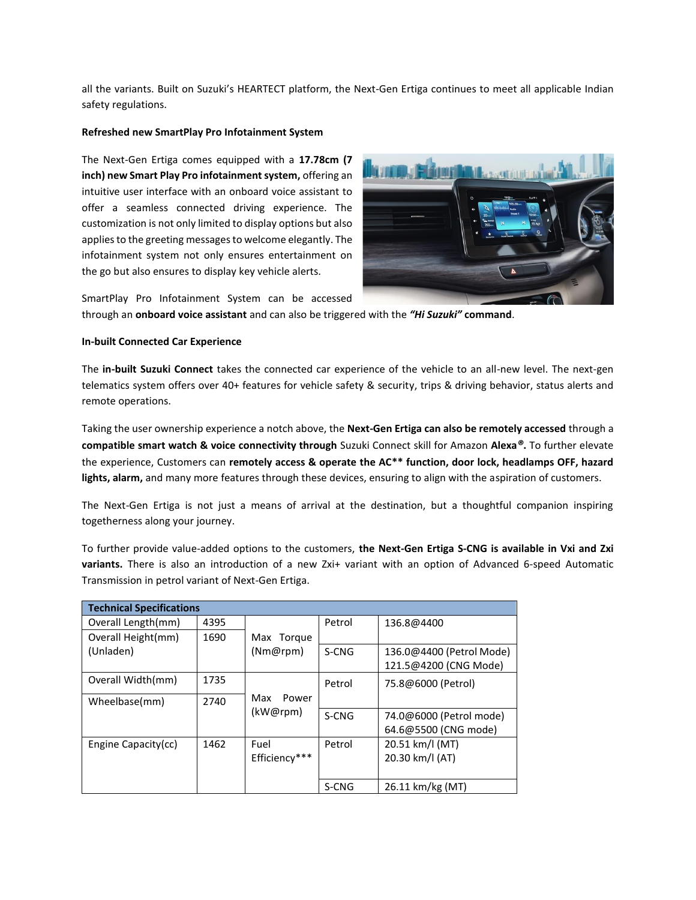all the variants. Built on Suzuki's HEARTECT platform, the Next-Gen Ertiga continues to meet all applicable Indian safety regulations.

**Refreshed new SmartPlay Pro Infotainment System**

The Next-Gen Ertiga comes equipped with a **17.78cm (7 inch) new Smart Play Pro infotainment system,** offering an intuitive user interface with an onboard voice assistant to offer a seamless connected driving experience. The customization is not only limited to display options but also applies to the greeting messages to welcome elegantly. The infotainment system not only ensures entertainment on the go but also ensures to display key vehicle alerts.

SmartPlay Pro Infotainment System can be accessed through an **onboard voice assistant** and can also be triggered with the ***"Hi Suzuki"* command**.

**In-built Connected Car Experience**

The **in-built Suzuki Connect** takes the connected car experience of the vehicle to an all-new level. The next-gen telematics system offers over 40+ features for vehicle safety & security, trips & driving behavior, status alerts and remote operations.

Taking the user ownership experience a notch above, the **Next-Gen Ertiga can also be remotely accessed** through a **compatible smart watch & voice connectivity through** Suzuki Connect skill for Amazon **Alexa®.** To further elevate the experience, Customers can **remotely access & operate the AC** function, door lock, headlamps OFF, hazard lights, alarm,** and many more features through these devices, ensuring to align with the aspiration of customers.

The Next-Gen Ertiga is not just a means of arrival at the destination, but a thoughtful companion inspiring togetherness along your journey.

To further provide value-added options to the customers, **the Next-Gen Ertiga S-CNG is available in Vxi and Zxi variants.** There is also an introduction of a new Zxi+ variant with an option of Advanced 6-speed Automatic Transmission in petrol variant of Next-Gen Ertiga.

| **Technical Specifications** | | | | |
|---|---|---|---|---|
| Overall Length(mm) | 4395 | Max Torque (Nm@rpm) | Petrol | 136.8@4400 |
| Overall Height(mm) (Unladen) | 1690 | | S-CNG | 136.0@4400 (Petrol Mode) 121.5@4200 (CNG Mode) |
| Overall Width(mm) | 1735 | Max Power (kW@rpm) | Petrol | 75.8@6000 (Petrol) |
| Wheelbase(mm) | 2740 | | S-CNG | 74.0@6000 (Petrol mode) 64.6@5500 (CNG mode) |
| Engine Capacity(cc) | 1462 | Fuel Efficiency*** | Petrol | 20.51 km/l (MT) 20.30 km/l (AT) |
| | | | S-CNG | 26.11 km/kg (MT) |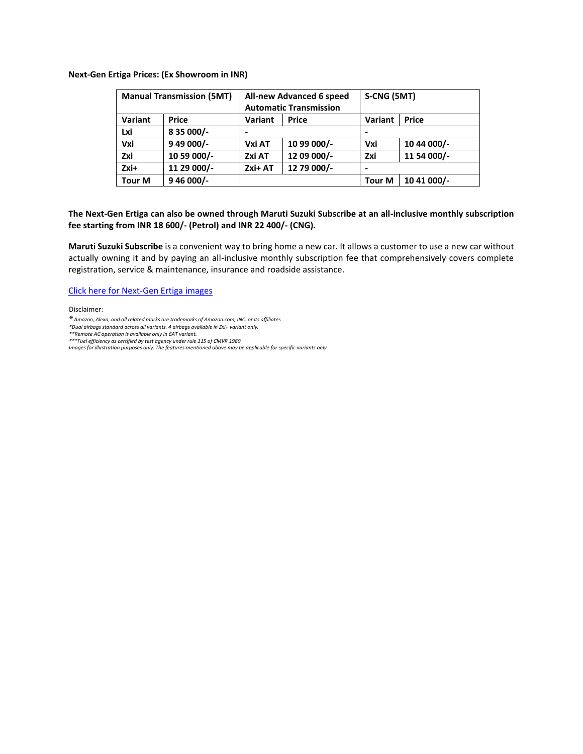**Next-Gen Ertiga Prices: (Ex Showroom in INR)**

| Manual Transmission (5MT) | | All-new Advanced 6 speed Automatic Transmission | | S-CNG (5MT) | |
|---|---|---|---|---|---|
| **Variant** | **Price** | **Variant** | **Price** | **Variant** | **Price** |
| **Lxi** | **8 35 000/-** | **-** | | **-** | |
| **Vxi** | **9 49 000/-** | **Vxi AT** | **10 99 000/-** | **Vxi** | **10 44 000/-** |
| **Zxi** | **10 59 000/-** | **Zxi AT** | **12 09 000/-** | **Zxi** | **11 54 000/-** |
| **Zxi+** | **11 29 000/-** | **Zxi+ AT** | **12 79 000/-** | **-** | |
| **Tour M** | **9 46 000/-** | | | **Tour M** | **10 41 000/-** |

**The Next-Gen Ertiga can also be owned through Maruti Suzuki Subscribe at an all-inclusive monthly subscription fee starting from INR 18 600/- (Petrol) and INR 22 400/- (CNG).**

**Maruti Suzuki Subscribe** is a convenient way to bring home a new car. It allows a customer to use a new car without actually owning it and by paying an all-inclusive monthly subscription fee that comprehensively covers complete registration, service & maintenance, insurance and roadside assistance.

[Click here for Next-Gen Ertiga images]

Disclaimer:

*® Amazon, Alexa, and all related marks are trademarks of Amazon.com, INC. or its affiliates*

*\*Dual airbags standard across all variants. 4 airbags available in Zxi+ variant only.*

*\*\*Remote AC operation is available only in 6AT variant.*

*\*\*\*Fuel efficiency as certified by test agency under rule 115 of CMVR 1989*

*Images for illustration purposes only. The features mentioned above may be applicable for specific variants only*